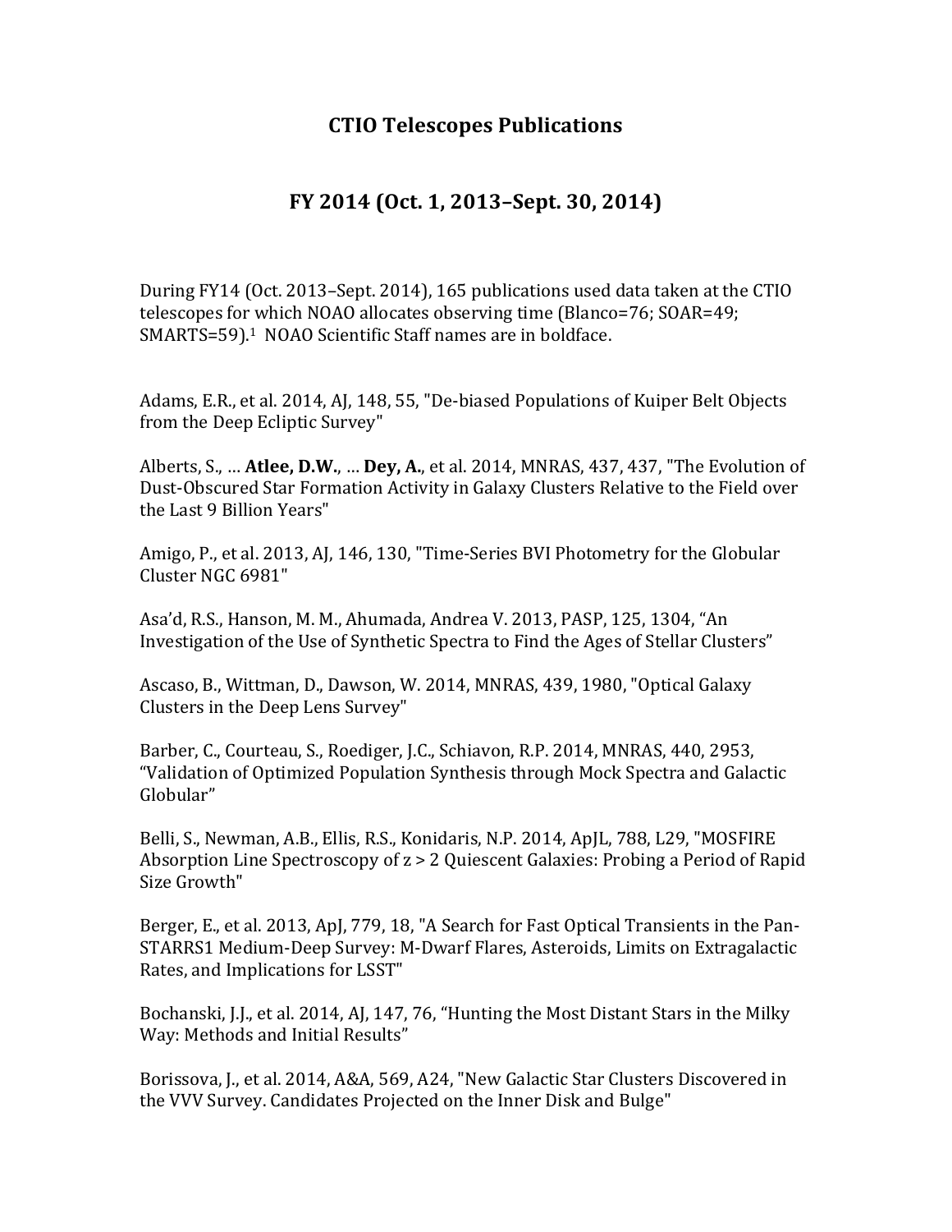# CTIO Telescopes Publications

## FY 2014 (Oct. 1, 2013–Sept. 30, 2014)

During FY14 (Oct. 2013–Sept. 2014), 165 publications used data taken at the CTIO telescopes for which NOAO allocates observing time (Blanco=76; SOAR=49; SMARTS=59).[1] NOAO Scientific Staff names are in boldface.

Adams, E.R., et al. 2014, AJ, 148, 55, "De-biased Populations of Kuiper Belt Objects from the Deep Ecliptic Survey"

Alberts, S., … **Atlee, D.W.**, … **Dey, A.**, et al. 2014, MNRAS, 437, 437, "The Evolution of Dust-Obscured Star Formation Activity in Galaxy Clusters Relative to the Field over the Last 9 Billion Years"

Amigo, P., et al. 2013, AJ, 146, 130, "Time-Series BVI Photometry for the Globular Cluster NGC 6981"

Asa'd, R.S., Hanson, M. M., Ahumada, Andrea V. 2013, PASP, 125, 1304, "An Investigation of the Use of Synthetic Spectra to Find the Ages of Stellar Clusters"

Ascaso, B., Wittman, D., Dawson, W. 2014, MNRAS, 439, 1980, "Optical Galaxy Clusters in the Deep Lens Survey"

Barber, C., Courteau, S., Roediger, J.C., Schiavon, R.P. 2014, MNRAS, 440, 2953, "Validation of Optimized Population Synthesis through Mock Spectra and Galactic Globular"

Belli, S., Newman, A.B., Ellis, R.S., Konidaris, N.P. 2014, ApJL, 788, L29, "MOSFIRE Absorption Line Spectroscopy of z > 2 Quiescent Galaxies: Probing a Period of Rapid Size Growth"

Berger, E., et al. 2013, ApJ, 779, 18, "A Search for Fast Optical Transients in the Pan-STARRS1 Medium-Deep Survey: M-Dwarf Flares, Asteroids, Limits on Extragalactic Rates, and Implications for LSST"

Bochanski, J.J., et al. 2014, AJ, 147, 76, "Hunting the Most Distant Stars in the Milky Way: Methods and Initial Results"

Borissova, J., et al. 2014, A&A, 569, A24, "New Galactic Star Clusters Discovered in the VVV Survey. Candidates Projected on the Inner Disk and Bulge"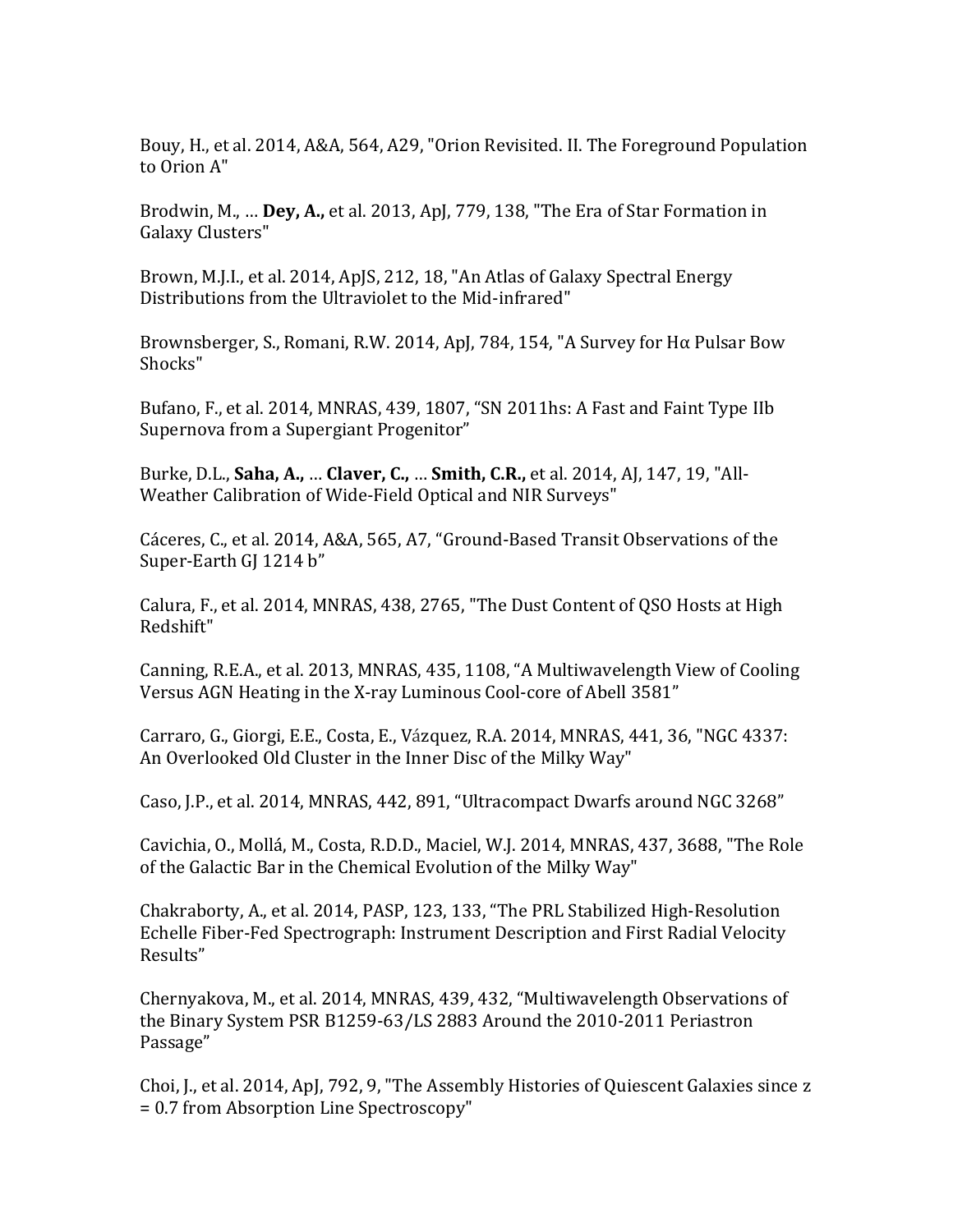Bouy, H., et al. 2014, A&A, 564, A29, "Orion Revisited. II. The Foreground Population to Orion A"

Brodwin, M., … **Dey, A.,** et al. 2013, ApJ, 779, 138, "The Era of Star Formation in Galaxy Clusters"

Brown, M.J.I., et al. 2014, ApJS, 212, 18, "An Atlas of Galaxy Spectral Energy Distributions from the Ultraviolet to the Mid-infrared"

Brownsberger, S., Romani, R.W. 2014, ApJ, 784, 154, "A Survey for Hα Pulsar Bow Shocks"

Bufano, F., et al. 2014, MNRAS, 439, 1807, "SN 2011hs: A Fast and Faint Type IIb Supernova from a Supergiant Progenitor"

Burke, D.L., **Saha, A.,** … **Claver, C.,** … **Smith, C.R.,** et al. 2014, AJ, 147, 19, "All-Weather Calibration of Wide-Field Optical and NIR Surveys"

Cáceres, C., et al. 2014, A&A, 565, A7, "Ground-Based Transit Observations of the Super-Earth GJ 1214 b"

Calura, F., et al. 2014, MNRAS, 438, 2765, "The Dust Content of QSO Hosts at High Redshift"

Canning, R.E.A., et al. 2013, MNRAS, 435, 1108, "A Multiwavelength View of Cooling Versus AGN Heating in the X-ray Luminous Cool-core of Abell 3581"

Carraro, G., Giorgi, E.E., Costa, E., Vázquez, R.A. 2014, MNRAS, 441, 36, "NGC 4337: An Overlooked Old Cluster in the Inner Disc of the Milky Way"

Caso, J.P., et al. 2014, MNRAS, 442, 891, "Ultracompact Dwarfs around NGC 3268"

Cavichia, O., Mollá, M., Costa, R.D.D., Maciel, W.J. 2014, MNRAS, 437, 3688, "The Role of the Galactic Bar in the Chemical Evolution of the Milky Way"

Chakraborty, A., et al. 2014, PASP, 123, 133, "The PRL Stabilized High-Resolution Echelle Fiber-Fed Spectrograph: Instrument Description and First Radial Velocity Results"

Chernyakova, M., et al. 2014, MNRAS, 439, 432, "Multiwavelength Observations of the Binary System PSR B1259-63/LS 2883 Around the 2010-2011 Periastron Passage"

Choi, J., et al. 2014, ApJ, 792, 9, "The Assembly Histories of Quiescent Galaxies since z = 0.7 from Absorption Line Spectroscopy"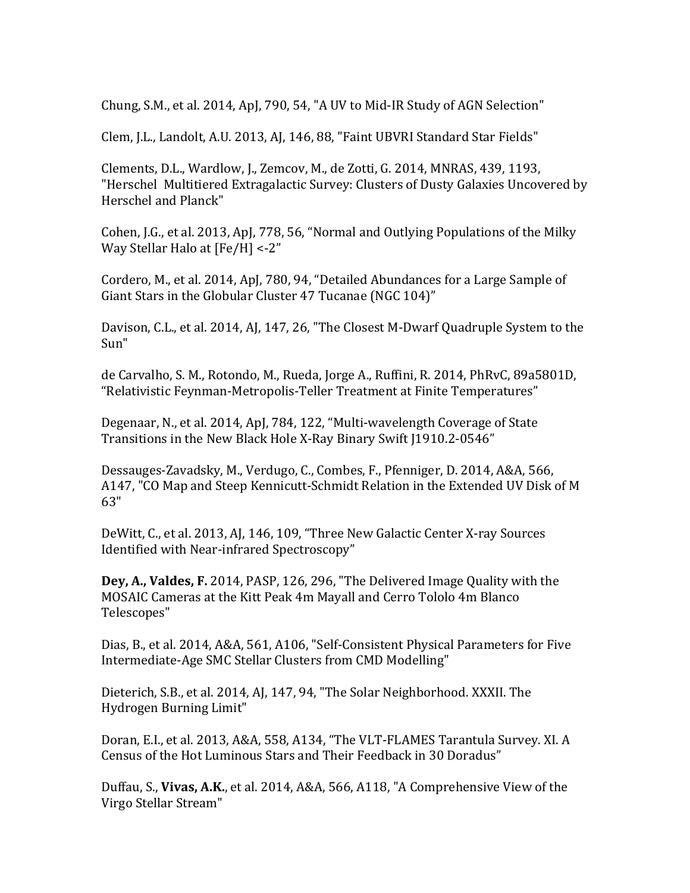Chung, S.M., et al. 2014, ApJ, 790, 54, "A UV to Mid-IR Study of AGN Selection"

Clem, J.L., Landolt, A.U. 2013, AJ, 146, 88, "Faint UBVRI Standard Star Fields"

Clements, D.L., Wardlow, J., Zemcov, M., de Zotti, G. 2014, MNRAS, 439, 1193, "Herschel Multitiered Extragalactic Survey: Clusters of Dusty Galaxies Uncovered by Herschel and Planck"

Cohen, J.G., et al. 2013, ApJ, 778, 56, "Normal and Outlying Populations of the Milky Way Stellar Halo at [Fe/H] <-2"

Cordero, M., et al. 2014, ApJ, 780, 94, "Detailed Abundances for a Large Sample of Giant Stars in the Globular Cluster 47 Tucanae (NGC 104)"

Davison, C.L., et al. 2014, AJ, 147, 26, "The Closest M-Dwarf Quadruple System to the Sun"

de Carvalho, S. M., Rotondo, M., Rueda, Jorge A., Ruffini, R. 2014, PhRvC, 89a5801D, "Relativistic Feynman-Metropolis-Teller Treatment at Finite Temperatures"

Degenaar, N., et al. 2014, ApJ, 784, 122, "Multi-wavelength Coverage of State Transitions in the New Black Hole X-Ray Binary Swift J1910.2-0546"

Dessauges-Zavadsky, M., Verdugo, C., Combes, F., Pfenniger, D. 2014, A&A, 566, A147, "CO Map and Steep Kennicutt-Schmidt Relation in the Extended UV Disk of M 63"

DeWitt, C., et al. 2013, AJ, 146, 109, "Three New Galactic Center X-ray Sources Identified with Near-infrared Spectroscopy"

**Dey, A., Valdes, F.** 2014, PASP, 126, 296, "The Delivered Image Quality with the MOSAIC Cameras at the Kitt Peak 4m Mayall and Cerro Tololo 4m Blanco Telescopes"

Dias, B., et al. 2014, A&A, 561, A106, "Self-Consistent Physical Parameters for Five Intermediate-Age SMC Stellar Clusters from CMD Modelling"

Dieterich, S.B., et al. 2014, AJ, 147, 94, "The Solar Neighborhood. XXXII. The Hydrogen Burning Limit"

Doran, E.I., et al. 2013, A&A, 558, A134, "The VLT-FLAMES Tarantula Survey. XI. A Census of the Hot Luminous Stars and Their Feedback in 30 Doradus"

Duffau, S., **Vivas, A.K.**, et al. 2014, A&A, 566, A118, "A Comprehensive View of the Virgo Stellar Stream"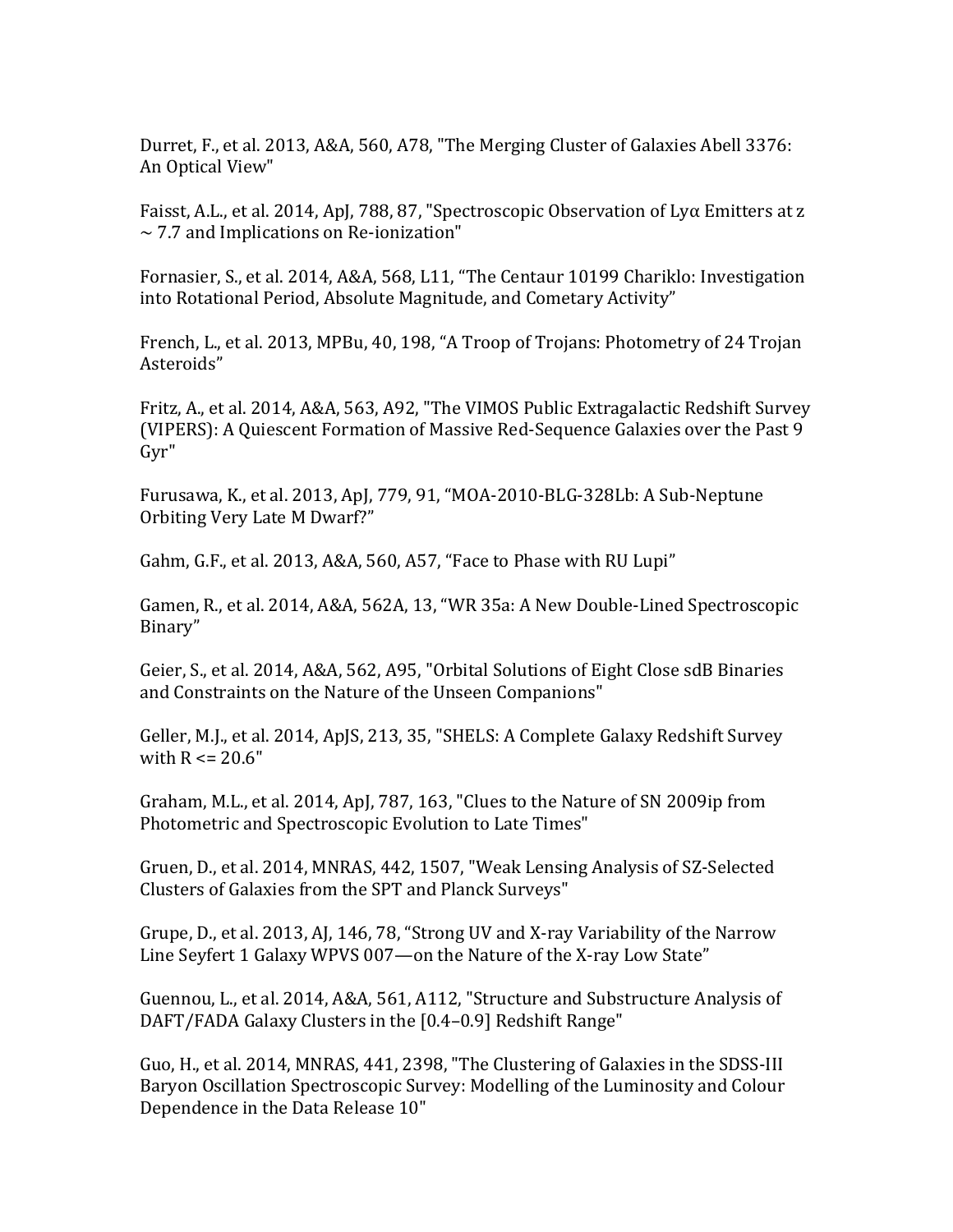Durret, F., et al. 2013, A&A, 560, A78, "The Merging Cluster of Galaxies Abell 3376: An Optical View"

Faisst, A.L., et al. 2014, ApJ, 788, 87, "Spectroscopic Observation of Lyα Emitters at z ~ 7.7 and Implications on Re-ionization"

Fornasier, S., et al. 2014, A&A, 568, L11, "The Centaur 10199 Chariklo: Investigation into Rotational Period, Absolute Magnitude, and Cometary Activity"

French, L., et al. 2013, MPBu, 40, 198, "A Troop of Trojans: Photometry of 24 Trojan Asteroids"

Fritz, A., et al. 2014, A&A, 563, A92, "The VIMOS Public Extragalactic Redshift Survey (VIPERS): A Quiescent Formation of Massive Red-Sequence Galaxies over the Past 9 Gyr"

Furusawa, K., et al. 2013, ApJ, 779, 91, "MOA-2010-BLG-328Lb: A Sub-Neptune Orbiting Very Late M Dwarf?"

Gahm, G.F., et al. 2013, A&A, 560, A57, "Face to Phase with RU Lupi"

Gamen, R., et al. 2014, A&A, 562A, 13, "WR 35a: A New Double-Lined Spectroscopic Binary"

Geier, S., et al. 2014, A&A, 562, A95, "Orbital Solutions of Eight Close sdB Binaries and Constraints on the Nature of the Unseen Companions"

Geller, M.J., et al. 2014, ApJS, 213, 35, "SHELS: A Complete Galaxy Redshift Survey with R <= 20.6"

Graham, M.L., et al. 2014, ApJ, 787, 163, "Clues to the Nature of SN 2009ip from Photometric and Spectroscopic Evolution to Late Times"

Gruen, D., et al. 2014, MNRAS, 442, 1507, "Weak Lensing Analysis of SZ-Selected Clusters of Galaxies from the SPT and Planck Surveys"

Grupe, D., et al. 2013, AJ, 146, 78, "Strong UV and X-ray Variability of the Narrow Line Seyfert 1 Galaxy WPVS 007—on the Nature of the X-ray Low State"

Guennou, L., et al. 2014, A&A, 561, A112, "Structure and Substructure Analysis of DAFT/FADA Galaxy Clusters in the [0.4–0.9] Redshift Range"

Guo, H., et al. 2014, MNRAS, 441, 2398, "The Clustering of Galaxies in the SDSS-III Baryon Oscillation Spectroscopic Survey: Modelling of the Luminosity and Colour Dependence in the Data Release 10"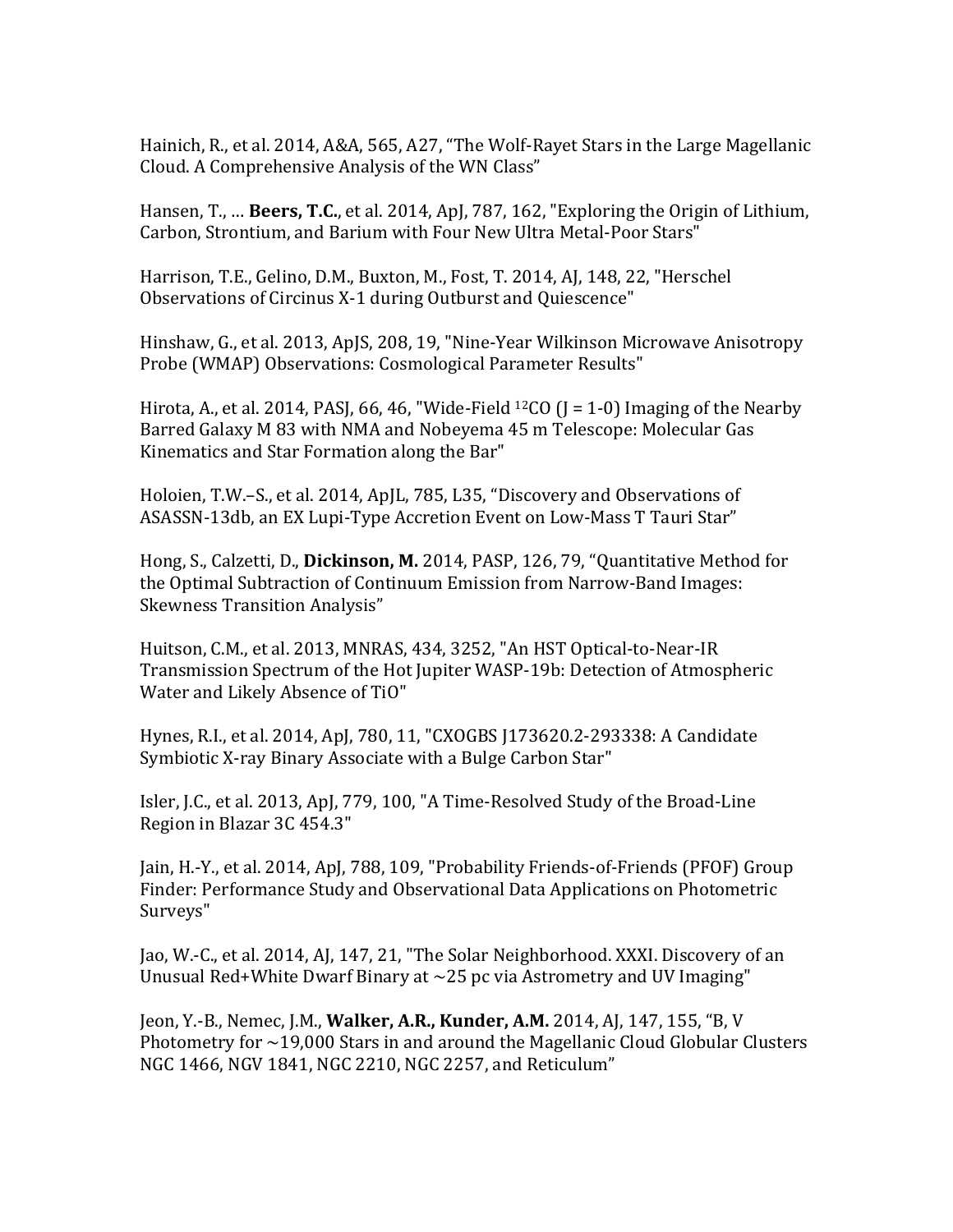Hainich, R., et al. 2014, A&A, 565, A27, “The Wolf-Rayet Stars in the Large Magellanic Cloud. A Comprehensive Analysis of the WN Class”

Hansen, T., … **Beers, T.C.**, et al. 2014, ApJ, 787, 162, "Exploring the Origin of Lithium, Carbon, Strontium, and Barium with Four New Ultra Metal-Poor Stars"

Harrison, T.E., Gelino, D.M., Buxton, M., Fost, T. 2014, AJ, 148, 22, "Herschel Observations of Circinus X-1 during Outburst and Quiescence"

Hinshaw, G., et al. 2013, ApJS, 208, 19, "Nine-Year Wilkinson Microwave Anisotropy Probe (WMAP) Observations: Cosmological Parameter Results"

Hirota, A., et al. 2014, PASJ, 66, 46, "Wide-Field $^{12}$CO (J = 1-0) Imaging of the Nearby Barred Galaxy M 83 with NMA and Nobeyema 45 m Telescope: Molecular Gas Kinematics and Star Formation along the Bar"

Holoien, T.W.–S., et al. 2014, ApJL, 785, L35, “Discovery and Observations of ASASSN-13db, an EX Lupi-Type Accretion Event on Low-Mass T Tauri Star”

Hong, S., Calzetti, D., **Dickinson, M.** 2014, PASP, 126, 79, “Quantitative Method for the Optimal Subtraction of Continuum Emission from Narrow-Band Images: Skewness Transition Analysis”

Huitson, C.M., et al. 2013, MNRAS, 434, 3252, "An HST Optical-to-Near-IR Transmission Spectrum of the Hot Jupiter WASP-19b: Detection of Atmospheric Water and Likely Absence of TiO"

Hynes, R.I., et al. 2014, ApJ, 780, 11, "CXOGBS J173620.2-293338: A Candidate Symbiotic X-ray Binary Associate with a Bulge Carbon Star"

Isler, J.C., et al. 2013, ApJ, 779, 100, "A Time-Resolved Study of the Broad-Line Region in Blazar 3C 454.3"

Jain, H.-Y., et al. 2014, ApJ, 788, 109, "Probability Friends-of-Friends (PFOF) Group Finder: Performance Study and Observational Data Applications on Photometric Surveys"

Jao, W.-C., et al. 2014, AJ, 147, 21, "The Solar Neighborhood. XXXI. Discovery of an Unusual Red+White Dwarf Binary at ~25 pc via Astrometry and UV Imaging"

Jeon, Y.-B., Nemec, J.M., **Walker, A.R., Kunder, A.M.** 2014, AJ, 147, 155, “B, V Photometry for ~19,000 Stars in and around the Magellanic Cloud Globular Clusters NGC 1466, NGV 1841, NGC 2210, NGC 2257, and Reticulum”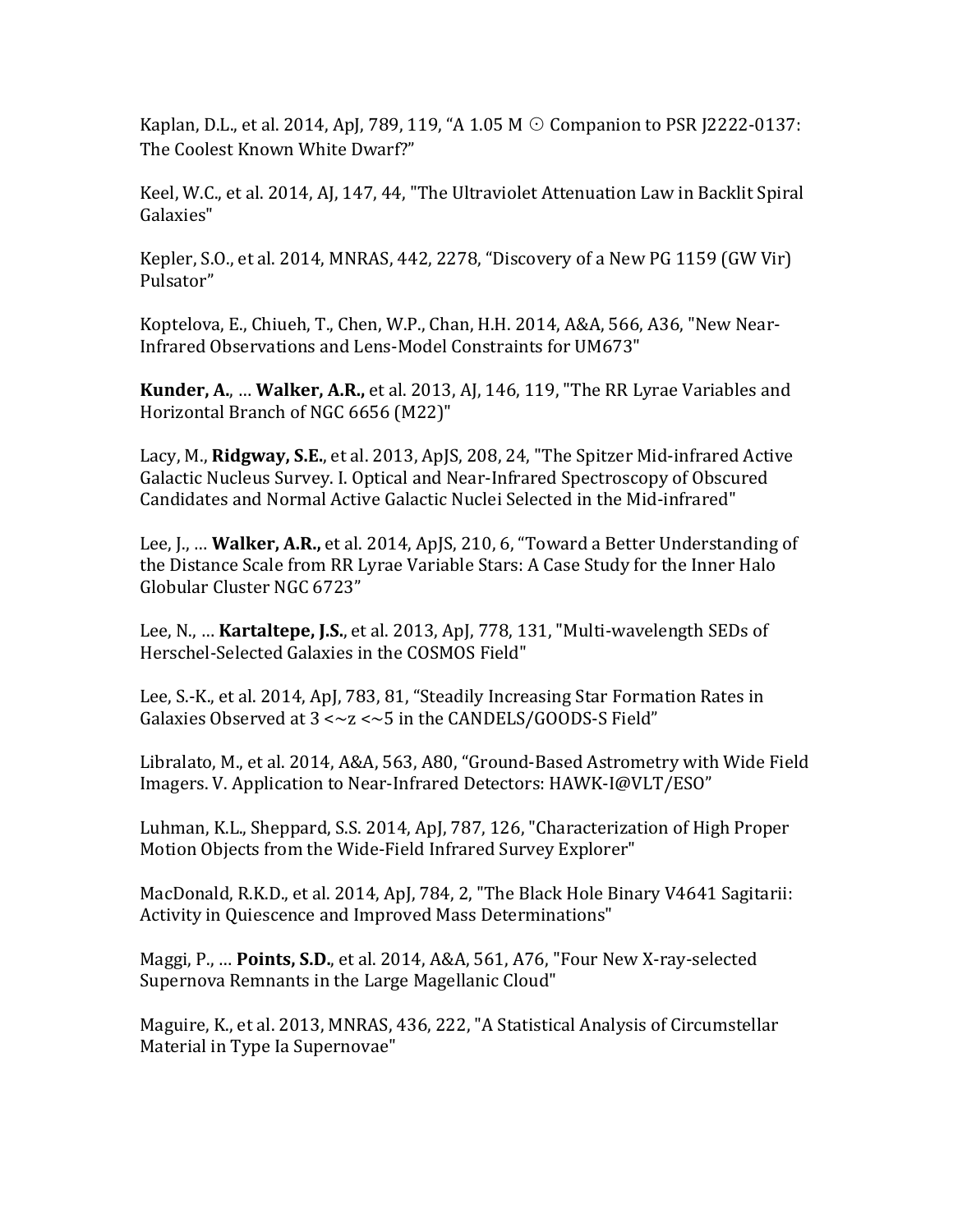Kaplan, D.L., et al. 2014, ApJ, 789, 119, “A 1.05 M ☉ Companion to PSR J2222-0137: The Coolest Known White Dwarf?”

Keel, W.C., et al. 2014, AJ, 147, 44, "The Ultraviolet Attenuation Law in Backlit Spiral Galaxies"

Kepler, S.O., et al. 2014, MNRAS, 442, 2278, “Discovery of a New PG 1159 (GW Vir) Pulsator”

Koptelova, E., Chiueh, T., Chen, W.P., Chan, H.H. 2014, A&A, 566, A36, "New Near-Infrared Observations and Lens-Model Constraints for UM673"

**Kunder, A.**, … **Walker, A.R.,** et al. 2013, AJ, 146, 119, "The RR Lyrae Variables and Horizontal Branch of NGC 6656 (M22)"

Lacy, M., **Ridgway, S.E.**, et al. 2013, ApJS, 208, 24, "The Spitzer Mid-infrared Active Galactic Nucleus Survey. I. Optical and Near-Infrared Spectroscopy of Obscured Candidates and Normal Active Galactic Nuclei Selected in the Mid-infrared"

Lee, J., … **Walker, A.R.,** et al. 2014, ApJS, 210, 6, “Toward a Better Understanding of the Distance Scale from RR Lyrae Variable Stars: A Case Study for the Inner Halo Globular Cluster NGC 6723”

Lee, N., … **Kartaltepe, J.S.**, et al. 2013, ApJ, 778, 131, "Multi-wavelength SEDs of Herschel-Selected Galaxies in the COSMOS Field"

Lee, S.-K., et al. 2014, ApJ, 783, 81, “Steadily Increasing Star Formation Rates in Galaxies Observed at 3 <~z <~5 in the CANDELS/GOODS-S Field”

Libralato, M., et al. 2014, A&A, 563, A80, “Ground-Based Astrometry with Wide Field Imagers. V. Application to Near-Infrared Detectors: HAWK-I@VLT/ESO”

Luhman, K.L., Sheppard, S.S. 2014, ApJ, 787, 126, "Characterization of High Proper Motion Objects from the Wide-Field Infrared Survey Explorer"

MacDonald, R.K.D., et al. 2014, ApJ, 784, 2, "The Black Hole Binary V4641 Sagitarii: Activity in Quiescence and Improved Mass Determinations"

Maggi, P., … **Points, S.D.**, et al. 2014, A&A, 561, A76, "Four New X-ray-selected Supernova Remnants in the Large Magellanic Cloud"

Maguire, K., et al. 2013, MNRAS, 436, 222, "A Statistical Analysis of Circumstellar Material in Type Ia Supernovae"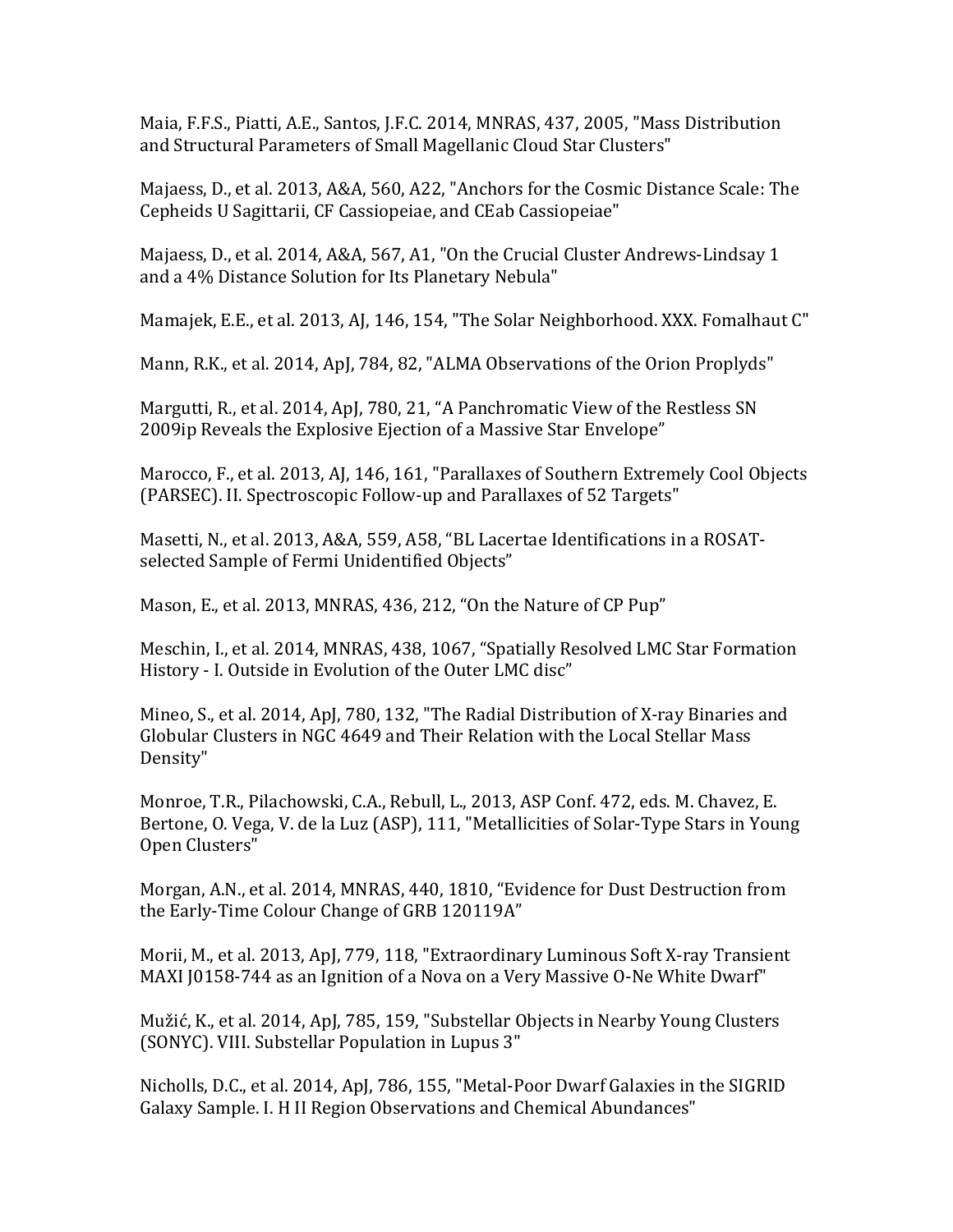Maia, F.F.S., Piatti, A.E., Santos, J.F.C. 2014, MNRAS, 437, 2005, "Mass Distribution and Structural Parameters of Small Magellanic Cloud Star Clusters"

Majaess, D., et al. 2013, A&A, 560, A22, "Anchors for the Cosmic Distance Scale: The Cepheids U Sagittarii, CF Cassiopeiae, and CEab Cassiopeiae"

Majaess, D., et al. 2014, A&A, 567, A1, "On the Crucial Cluster Andrews-Lindsay 1 and a 4% Distance Solution for Its Planetary Nebula"

Mamajek, E.E., et al. 2013, AJ, 146, 154, "The Solar Neighborhood. XXX. Fomalhaut C"

Mann, R.K., et al. 2014, ApJ, 784, 82, "ALMA Observations of the Orion Proplyds"

Margutti, R., et al. 2014, ApJ, 780, 21, "A Panchromatic View of the Restless SN 2009ip Reveals the Explosive Ejection of a Massive Star Envelope"

Marocco, F., et al. 2013, AJ, 146, 161, "Parallaxes of Southern Extremely Cool Objects (PARSEC). II. Spectroscopic Follow-up and Parallaxes of 52 Targets"

Masetti, N., et al. 2013, A&A, 559, A58, "BL Lacertae Identifications in a ROSAT-selected Sample of Fermi Unidentified Objects"

Mason, E., et al. 2013, MNRAS, 436, 212, "On the Nature of CP Pup"

Meschin, I., et al. 2014, MNRAS, 438, 1067, "Spatially Resolved LMC Star Formation History - I. Outside in Evolution of the Outer LMC disc"

Mineo, S., et al. 2014, ApJ, 780, 132, "The Radial Distribution of X-ray Binaries and Globular Clusters in NGC 4649 and Their Relation with the Local Stellar Mass Density"

Monroe, T.R., Pilachowski, C.A., Rebull, L., 2013, ASP Conf. 472, eds. M. Chavez, E. Bertone, O. Vega, V. de la Luz (ASP), 111, "Metallicities of Solar-Type Stars in Young Open Clusters"

Morgan, A.N., et al. 2014, MNRAS, 440, 1810, "Evidence for Dust Destruction from the Early-Time Colour Change of GRB 120119A"

Morii, M., et al. 2013, ApJ, 779, 118, "Extraordinary Luminous Soft X-ray Transient MAXI J0158-744 as an Ignition of a Nova on a Very Massive O-Ne White Dwarf"

Mužić, K., et al. 2014, ApJ, 785, 159, "Substellar Objects in Nearby Young Clusters (SONYC). VIII. Substellar Population in Lupus 3"

Nicholls, D.C., et al. 2014, ApJ, 786, 155, "Metal-Poor Dwarf Galaxies in the SIGRID Galaxy Sample. I. H II Region Observations and Chemical Abundances"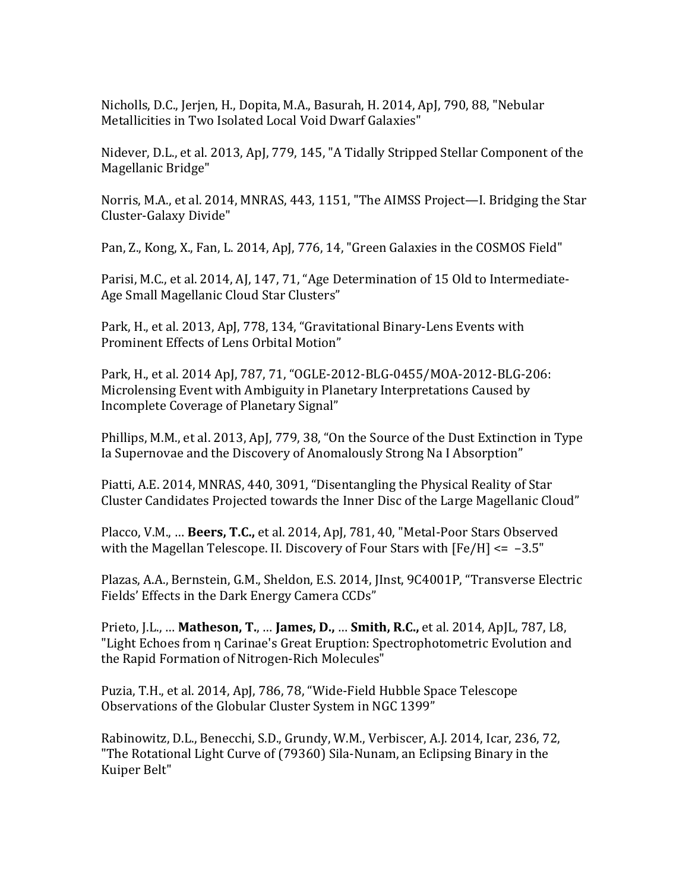Nicholls, D.C., Jerjen, H., Dopita, M.A., Basurah, H. 2014, ApJ, 790, 88, "Nebular Metallicities in Two Isolated Local Void Dwarf Galaxies"

Nidever, D.L., et al. 2013, ApJ, 779, 145, "A Tidally Stripped Stellar Component of the Magellanic Bridge"

Norris, M.A., et al. 2014, MNRAS, 443, 1151, "The AIMSS Project—I. Bridging the Star Cluster-Galaxy Divide"

Pan, Z., Kong, X., Fan, L. 2014, ApJ, 776, 14, "Green Galaxies in the COSMOS Field"

Parisi, M.C., et al. 2014, AJ, 147, 71, "Age Determination of 15 Old to Intermediate-Age Small Magellanic Cloud Star Clusters"

Park, H., et al. 2013, ApJ, 778, 134, "Gravitational Binary-Lens Events with Prominent Effects of Lens Orbital Motion"

Park, H., et al. 2014 ApJ, 787, 71, "OGLE-2012-BLG-0455/MOA-2012-BLG-206: Microlensing Event with Ambiguity in Planetary Interpretations Caused by Incomplete Coverage of Planetary Signal"

Phillips, M.M., et al. 2013, ApJ, 779, 38, "On the Source of the Dust Extinction in Type Ia Supernovae and the Discovery of Anomalously Strong Na I Absorption"

Piatti, A.E. 2014, MNRAS, 440, 3091, "Disentangling the Physical Reality of Star Cluster Candidates Projected towards the Inner Disc of the Large Magellanic Cloud"

Placco, V.M., … **Beers, T.C.,** et al. 2014, ApJ, 781, 40, "Metal-Poor Stars Observed with the Magellan Telescope. II. Discovery of Four Stars with [Fe/H] $\leq$ $-3.5$"

Plazas, A.A., Bernstein, G.M., Sheldon, E.S. 2014, JInst, 9C4001P, "Transverse Electric Fields' Effects in the Dark Energy Camera CCDs"

Prieto, J.L., … **Matheson, T.**, … **James, D.,** … **Smith, R.C.,** et al. 2014, ApJL, 787, L8, "Light Echoes from η Carinae's Great Eruption: Spectrophotometric Evolution and the Rapid Formation of Nitrogen-Rich Molecules"

Puzia, T.H., et al. 2014, ApJ, 786, 78, "Wide-Field Hubble Space Telescope Observations of the Globular Cluster System in NGC 1399"

Rabinowitz, D.L., Benecchi, S.D., Grundy, W.M., Verbiscer, A.J. 2014, Icar, 236, 72, "The Rotational Light Curve of (79360) Sila-Nunam, an Eclipsing Binary in the Kuiper Belt"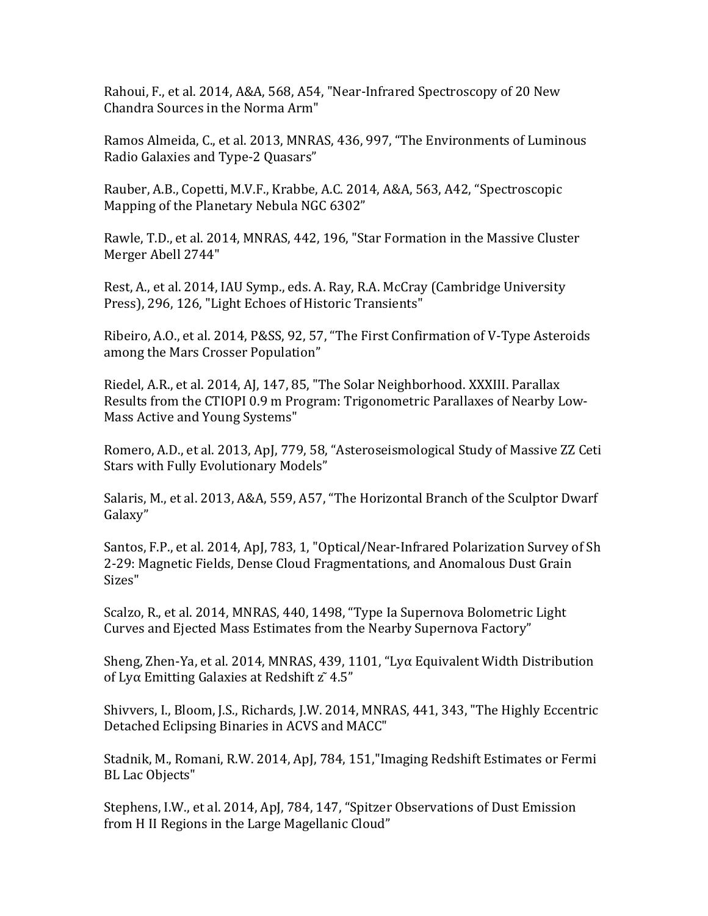Rahoui, F., et al. 2014, A&A, 568, A54, "Near-Infrared Spectroscopy of 20 New Chandra Sources in the Norma Arm"

Ramos Almeida, C., et al. 2013, MNRAS, 436, 997, "The Environments of Luminous Radio Galaxies and Type-2 Quasars"

Rauber, A.B., Copetti, M.V.F., Krabbe, A.C. 2014, A&A, 563, A42, "Spectroscopic Mapping of the Planetary Nebula NGC 6302"

Rawle, T.D., et al. 2014, MNRAS, 442, 196, "Star Formation in the Massive Cluster Merger Abell 2744"

Rest, A., et al. 2014, IAU Symp., eds. A. Ray, R.A. McCray (Cambridge University Press), 296, 126, "Light Echoes of Historic Transients"

Ribeiro, A.O., et al. 2014, P&SS, 92, 57, "The First Confirmation of V-Type Asteroids among the Mars Crosser Population"

Riedel, A.R., et al. 2014, AJ, 147, 85, "The Solar Neighborhood. XXXIII. Parallax Results from the CTIOPI 0.9 m Program: Trigonometric Parallaxes of Nearby Low-Mass Active and Young Systems"

Romero, A.D., et al. 2013, ApJ, 779, 58, "Asteroseismological Study of Massive ZZ Ceti Stars with Fully Evolutionary Models"

Salaris, M., et al. 2013, A&A, 559, A57, "The Horizontal Branch of the Sculptor Dwarf Galaxy"

Santos, F.P., et al. 2014, ApJ, 783, 1, "Optical/Near-Infrared Polarization Survey of Sh 2-29: Magnetic Fields, Dense Cloud Fragmentations, and Anomalous Dust Grain Sizes"

Scalzo, R., et al. 2014, MNRAS, 440, 1498, "Type Ia Supernova Bolometric Light Curves and Ejected Mass Estimates from the Nearby Supernova Factory"

Sheng, Zhen-Ya, et al. 2014, MNRAS, 439, 1101, "Lyα Equivalent Width Distribution of Lyα Emitting Galaxies at Redshift $z \sim 4.5$"

Shivvers, I., Bloom, J.S., Richards, J.W. 2014, MNRAS, 441, 343, "The Highly Eccentric Detached Eclipsing Binaries in ACVS and MACC"

Stadnik, M., Romani, R.W. 2014, ApJ, 784, 151,"Imaging Redshift Estimates or Fermi BL Lac Objects"

Stephens, I.W., et al. 2014, ApJ, 784, 147, "Spitzer Observations of Dust Emission from H II Regions in the Large Magellanic Cloud"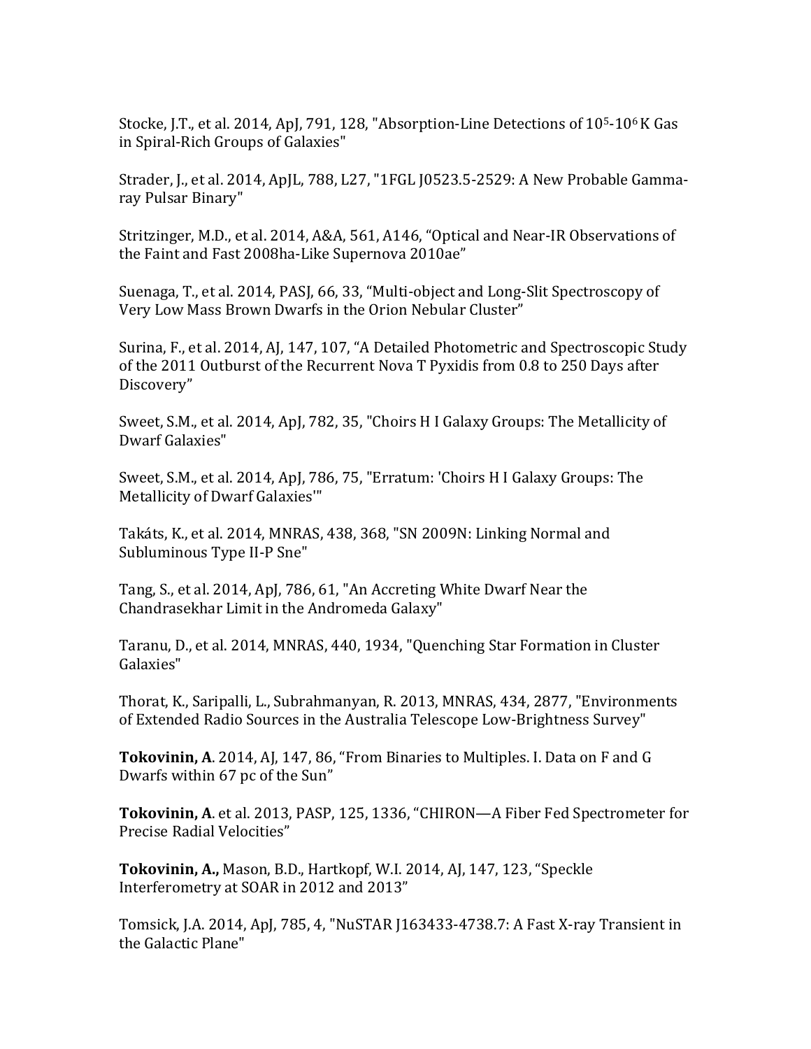Stocke, J.T., et al. 2014, ApJ, 791, 128, "Absorption-Line Detections of $10^5$-$10^6$ K Gas in Spiral-Rich Groups of Galaxies"

Strader, J., et al. 2014, ApJL, 788, L27, "1FGL J0523.5-2529: A New Probable Gamma-ray Pulsar Binary"

Stritzinger, M.D., et al. 2014, A&A, 561, A146, "Optical and Near-IR Observations of the Faint and Fast 2008ha-Like Supernova 2010ae"

Suenaga, T., et al. 2014, PASJ, 66, 33, "Multi-object and Long-Slit Spectroscopy of Very Low Mass Brown Dwarfs in the Orion Nebular Cluster"

Surina, F., et al. 2014, AJ, 147, 107, "A Detailed Photometric and Spectroscopic Study of the 2011 Outburst of the Recurrent Nova T Pyxidis from 0.8 to 250 Days after Discovery"

Sweet, S.M., et al. 2014, ApJ, 782, 35, "Choirs H I Galaxy Groups: The Metallicity of Dwarf Galaxies"

Sweet, S.M., et al. 2014, ApJ, 786, 75, "Erratum: 'Choirs H I Galaxy Groups: The Metallicity of Dwarf Galaxies'"

Takáts, K., et al. 2014, MNRAS, 438, 368, "SN 2009N: Linking Normal and Subluminous Type II-P Sne"

Tang, S., et al. 2014, ApJ, 786, 61, "An Accreting White Dwarf Near the Chandrasekhar Limit in the Andromeda Galaxy"

Taranu, D., et al. 2014, MNRAS, 440, 1934, "Quenching Star Formation in Cluster Galaxies"

Thorat, K., Saripalli, L., Subrahmanyan, R. 2013, MNRAS, 434, 2877, "Environments of Extended Radio Sources in the Australia Telescope Low-Brightness Survey"

**Tokovinin, A**. 2014, AJ, 147, 86, "From Binaries to Multiples. I. Data on F and G Dwarfs within 67 pc of the Sun"

**Tokovinin, A**. et al. 2013, PASP, 125, 1336, "CHIRON—A Fiber Fed Spectrometer for Precise Radial Velocities"

**Tokovinin, A.,** Mason, B.D., Hartkopf, W.I. 2014, AJ, 147, 123, "Speckle Interferometry at SOAR in 2012 and 2013"

Tomsick, J.A. 2014, ApJ, 785, 4, "NuSTAR J163433-4738.7: A Fast X-ray Transient in the Galactic Plane"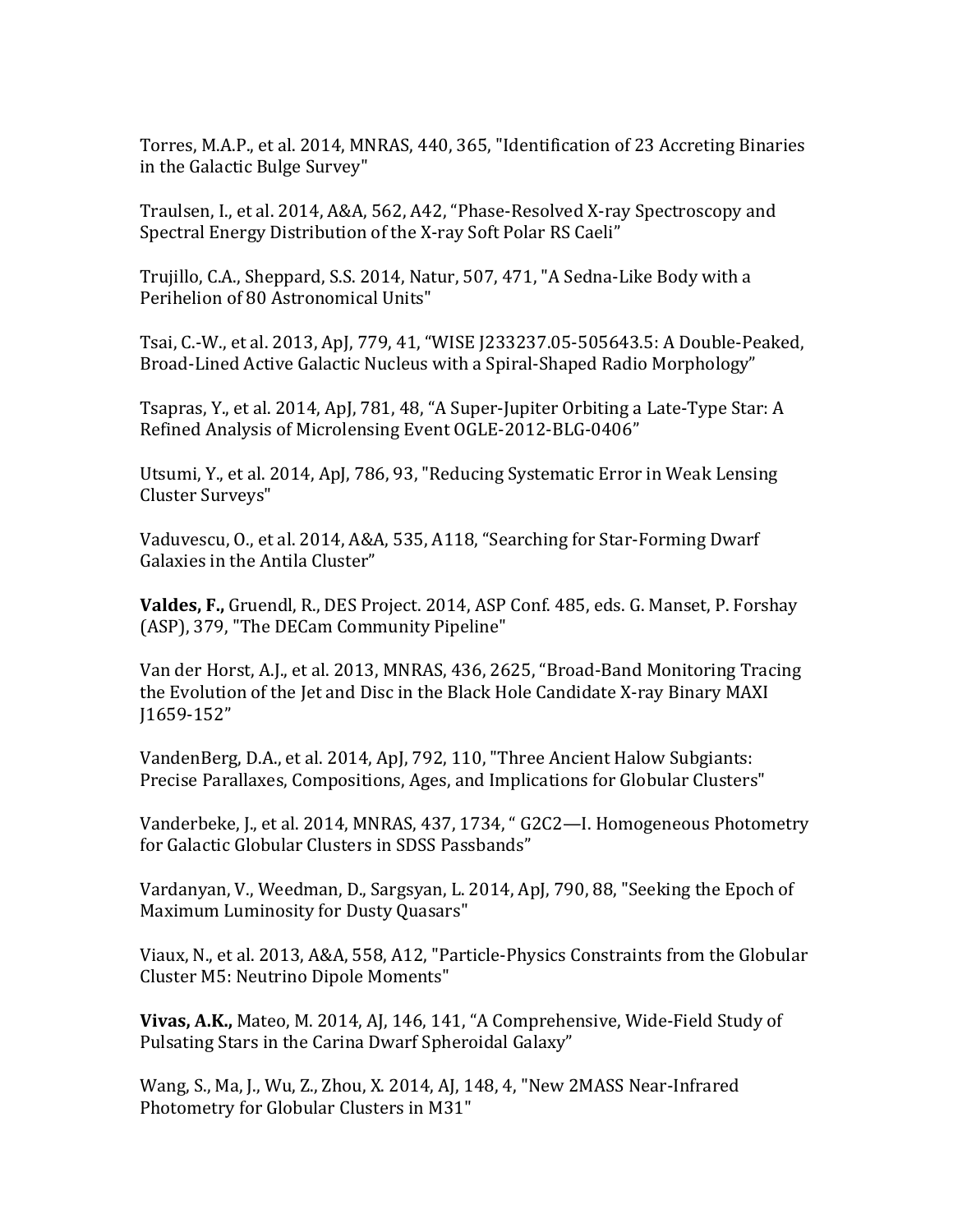Torres, M.A.P., et al. 2014, MNRAS, 440, 365, "Identification of 23 Accreting Binaries in the Galactic Bulge Survey"

Traulsen, I., et al. 2014, A&A, 562, A42, "Phase-Resolved X-ray Spectroscopy and Spectral Energy Distribution of the X-ray Soft Polar RS Caeli"

Trujillo, C.A., Sheppard, S.S. 2014, Natur, 507, 471, "A Sedna-Like Body with a Perihelion of 80 Astronomical Units"

Tsai, C.-W., et al. 2013, ApJ, 779, 41, "WISE J233237.05-505643.5: A Double-Peaked, Broad-Lined Active Galactic Nucleus with a Spiral-Shaped Radio Morphology"

Tsapras, Y., et al. 2014, ApJ, 781, 48, "A Super-Jupiter Orbiting a Late-Type Star: A Refined Analysis of Microlensing Event OGLE-2012-BLG-0406"

Utsumi, Y., et al. 2014, ApJ, 786, 93, "Reducing Systematic Error in Weak Lensing Cluster Surveys"

Vaduvescu, O., et al. 2014, A&A, 535, A118, "Searching for Star-Forming Dwarf Galaxies in the Antila Cluster"

**Valdes, F.,** Gruendl, R., DES Project. 2014, ASP Conf. 485, eds. G. Manset, P. Forshay (ASP), 379, "The DECam Community Pipeline"

Van der Horst, A.J., et al. 2013, MNRAS, 436, 2625, "Broad-Band Monitoring Tracing the Evolution of the Jet and Disc in the Black Hole Candidate X-ray Binary MAXI J1659-152"

VandenBerg, D.A., et al. 2014, ApJ, 792, 110, "Three Ancient Halow Subgiants: Precise Parallaxes, Compositions, Ages, and Implications for Globular Clusters"

Vanderbeke, J., et al. 2014, MNRAS, 437, 1734, " G2C2—I. Homogeneous Photometry for Galactic Globular Clusters in SDSS Passbands"

Vardanyan, V., Weedman, D., Sargsyan, L. 2014, ApJ, 790, 88, "Seeking the Epoch of Maximum Luminosity for Dusty Quasars"

Viaux, N., et al. 2013, A&A, 558, A12, "Particle-Physics Constraints from the Globular Cluster M5: Neutrino Dipole Moments"

**Vivas, A.K.,** Mateo, M. 2014, AJ, 146, 141, "A Comprehensive, Wide-Field Study of Pulsating Stars in the Carina Dwarf Spheroidal Galaxy"

Wang, S., Ma, J., Wu, Z., Zhou, X. 2014, AJ, 148, 4, "New 2MASS Near-Infrared Photometry for Globular Clusters in M31"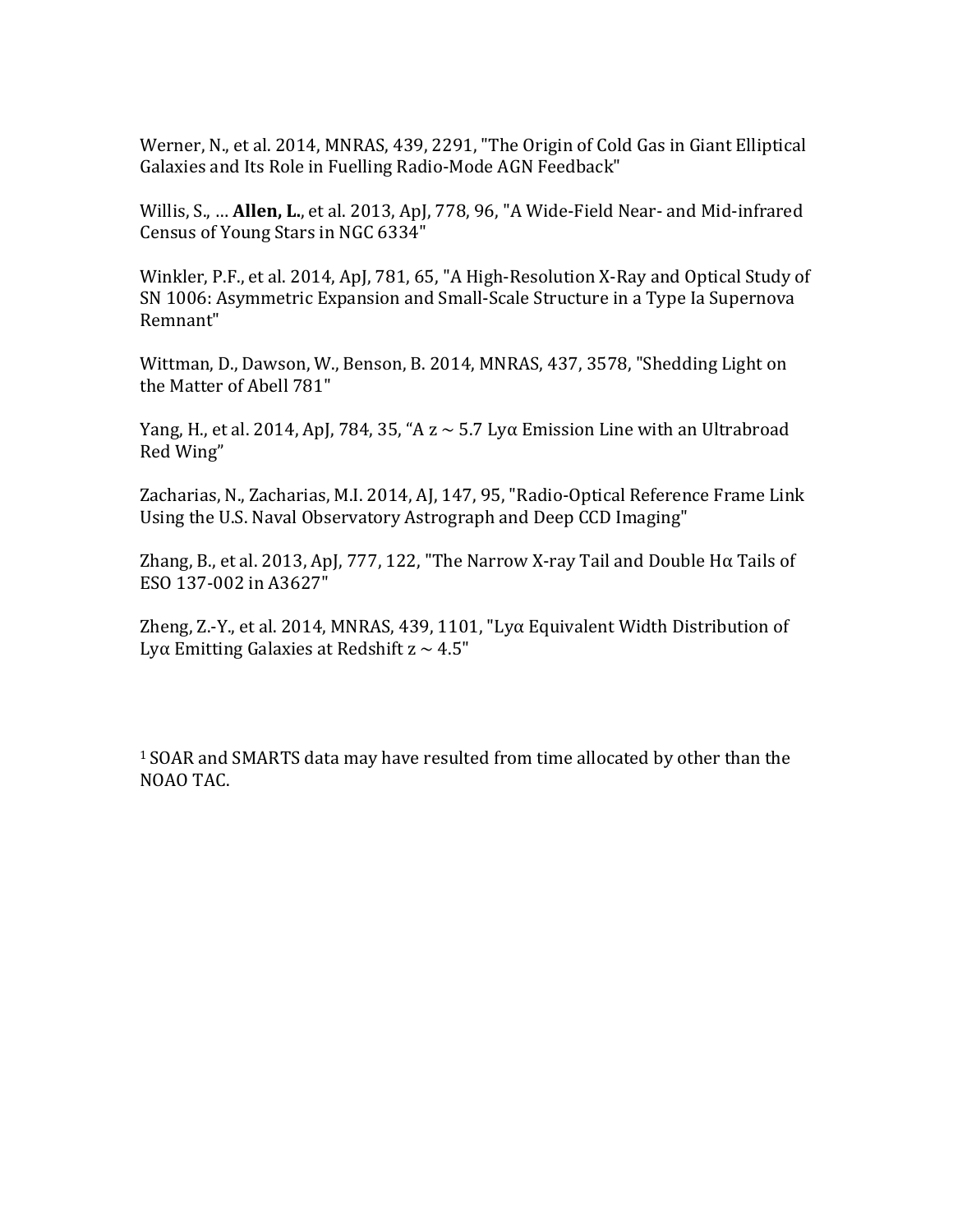Werner, N., et al. 2014, MNRAS, 439, 2291, "The Origin of Cold Gas in Giant Elliptical Galaxies and Its Role in Fuelling Radio-Mode AGN Feedback"

Willis, S., … **Allen, L.**, et al. 2013, ApJ, 778, 96, "A Wide-Field Near- and Mid-infrared Census of Young Stars in NGC 6334"

Winkler, P.F., et al. 2014, ApJ, 781, 65, "A High-Resolution X-Ray and Optical Study of SN 1006: Asymmetric Expansion and Small-Scale Structure in a Type Ia Supernova Remnant"

Wittman, D., Dawson, W., Benson, B. 2014, MNRAS, 437, 3578, "Shedding Light on the Matter of Abell 781"

Yang, H., et al. 2014, ApJ, 784, 35, "A $z \sim 5.7$ Lyα Emission Line with an Ultrabroad Red Wing"

Zacharias, N., Zacharias, M.I. 2014, AJ, 147, 95, "Radio-Optical Reference Frame Link Using the U.S. Naval Observatory Astrograph and Deep CCD Imaging"

Zhang, B., et al. 2013, ApJ, 777, 122, "The Narrow X-ray Tail and Double Hα Tails of ESO 137-002 in A3627"

Zheng, Z.-Y., et al. 2014, MNRAS, 439, 1101, "Lyα Equivalent Width Distribution of Lyα Emitting Galaxies at Redshift $z \sim 4.5$"

[1] SOAR and SMARTS data may have resulted from time allocated by other than the NOAO TAC.